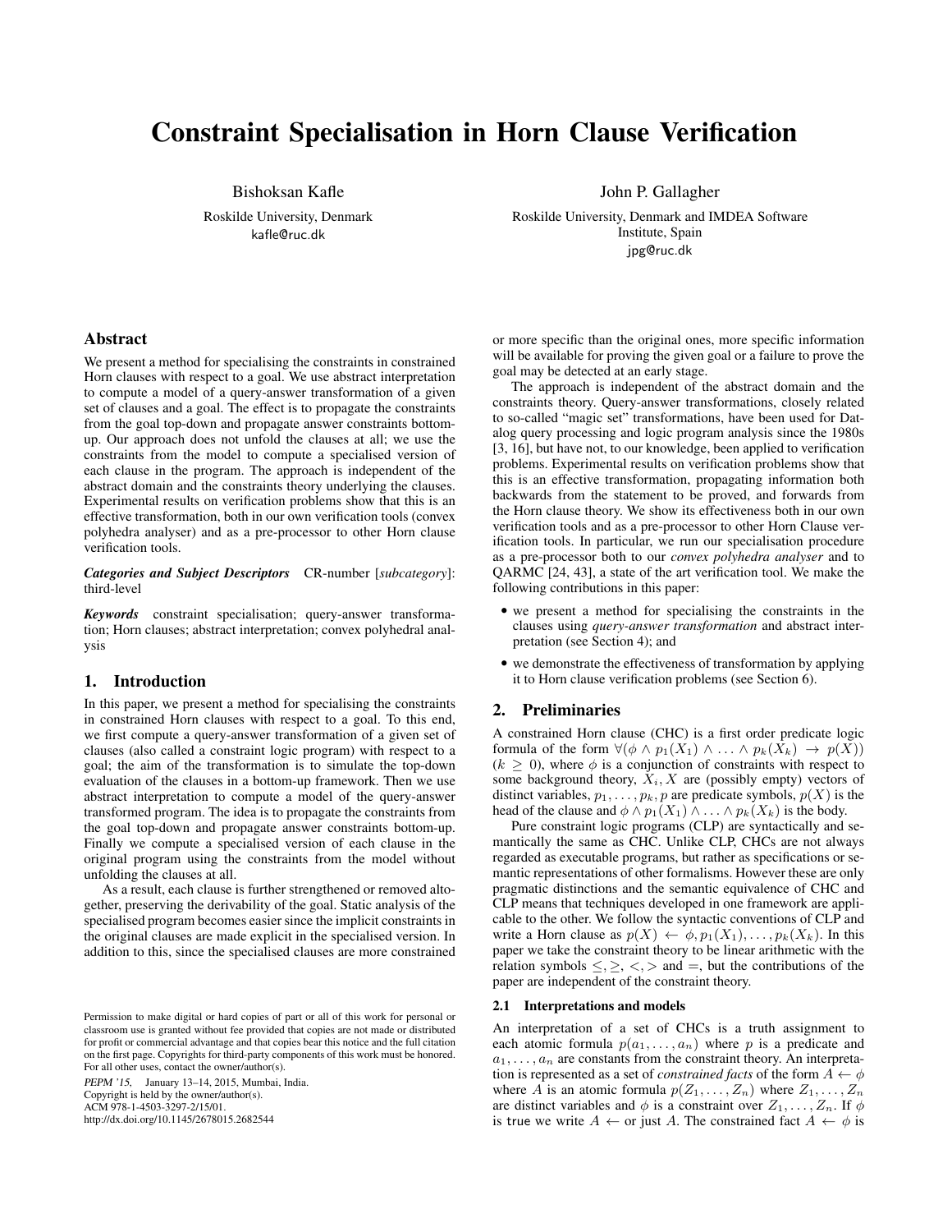# Constraint Specialisation in Horn Clause Verification

Bishoksan Kafle

Roskilde University, Denmark
kafle@ruc.dk

John P. Gallagher

Roskilde University, Denmark and IMDEA Software Institute, Spain
jpg@ruc.dk

## Abstract

We present a method for specialising the constraints in constrained Horn clauses with respect to a goal. We use abstract interpretation to compute a model of a query-answer transformation of a given set of clauses and a goal. The effect is to propagate the constraints from the goal top-down and propagate answer constraints bottom-up. Our approach does not unfold the clauses at all; we use the constraints from the model to compute a specialised version of each clause in the program. The approach is independent of the abstract domain and the constraints theory underlying the clauses. Experimental results on verification problems show that this is an effective transformation, both in our own verification tools (convex polyhedra analyser) and as a pre-processor to other Horn clause verification tools.

***Categories and Subject Descriptors*** CR-number [*subcategory*]: third-level

***Keywords*** constraint specialisation; query-answer transformation; Horn clauses; abstract interpretation; convex polyhedral analysis

## 1. Introduction

In this paper, we present a method for specialising the constraints in constrained Horn clauses with respect to a goal. To this end, we first compute a query-answer transformation of a given set of clauses (also called a constraint logic program) with respect to a goal; the aim of the transformation is to simulate the top-down evaluation of the clauses in a bottom-up framework. Then we use abstract interpretation to compute a model of the query-answer transformed program. The idea is to propagate the constraints from the goal top-down and propagate answer constraints bottom-up. Finally we compute a specialised version of each clause in the original program using the constraints from the model without unfolding the clauses at all.

As a result, each clause is further strengthened or removed altogether, preserving the derivability of the goal. Static analysis of the specialised program becomes easier since the implicit constraints in the original clauses are made explicit in the specialised version. In addition to this, since the specialised clauses are more constrained or more specific than the original ones, more specific information will be available for proving the given goal or a failure to prove the goal may be detected at an early stage.

The approach is independent of the abstract domain and the constraints theory. Query-answer transformations, closely related to so-called "magic set" transformations, have been used for Datalog query processing and logic program analysis since the 1980s [3, 16], but have not, to our knowledge, been applied to verification problems. Experimental results on verification problems show that this is an effective transformation, propagating information both backwards from the statement to be proved, and forwards from the Horn clause theory. We show its effectiveness both in our own verification tools and as a pre-processor to other Horn Clause verification tools. In particular, we run our specialisation procedure as a pre-processor both to our *convex polyhedra analyser* and to QARMC [24, 43], a state of the art verification tool. We make the following contributions in this paper:

- we present a method for specialising the constraints in the clauses using *query-answer transformation* and abstract interpretation (see Section 4); and
- we demonstrate the effectiveness of transformation by applying it to Horn clause verification problems (see Section 6).

## 2. Preliminaries

A constrained Horn clause (CHC) is a first order predicate logic formula of the form $\forall(\phi \wedge p_1(X_1) \wedge \ldots \wedge p_k(X_k) \rightarrow p(X))$ ($k \geq 0$), where $\phi$ is a conjunction of constraints with respect to some background theory, $X_i, X$ are (possibly empty) vectors of distinct variables, $p_1, \ldots, p_k, p$ are predicate symbols, $p(X)$ is the head of the clause and $\phi \wedge p_1(X_1) \wedge \ldots \wedge p_k(X_k)$ is the body.

Pure constraint logic programs (CLP) are syntactically and semantically the same as CHC. Unlike CLP, CHCs are not always regarded as executable programs, but rather as specifications or semantic representations of other formalisms. However these are only pragmatic distinctions and the semantic equivalence of CHC and CLP means that techniques developed in one framework are applicable to the other. We follow the syntactic conventions of CLP and write a Horn clause as $p(X) \leftarrow \phi, p_1(X_1), \ldots, p_k(X_k)$. In this paper we take the constraint theory to be linear arithmetic with the relation symbols $\leq, \geq, <, >$ and $=$, but the contributions of the paper are independent of the constraint theory.

### 2.1 Interpretations and models

An interpretation of a set of CHCs is a truth assignment to each atomic formula $p(a_1, \ldots, a_n)$ where $p$ is a predicate and $a_1, \ldots, a_n$ are constants from the constraint theory. An interpretation is represented as a set of *constrained facts* of the form $A \leftarrow \phi$ where $A$ is an atomic formula $p(Z_1, \ldots, Z_n)$ where $Z_1, \ldots, Z_n$ are distinct variables and $\phi$ is a constraint over $Z_1, \ldots, Z_n$. If $\phi$ is true we write $A \leftarrow$ or just $A$. The constrained fact $A \leftarrow \phi$ is

Permission to make digital or hard copies of part or all of this work for personal or classroom use is granted without fee provided that copies are not made or distributed for profit or commercial advantage and that copies bear this notice and the full citation on the first page. Copyrights for third-party components of this work must be honored. For all other uses, contact the owner/author(s).

*PEPM '15*, January 13–14, 2015, Mumbai, India.
Copyright is held by the owner/author(s).
ACM 978-1-4503-3297-2/15/01.
http://dx.doi.org/10.1145/2678015.2682544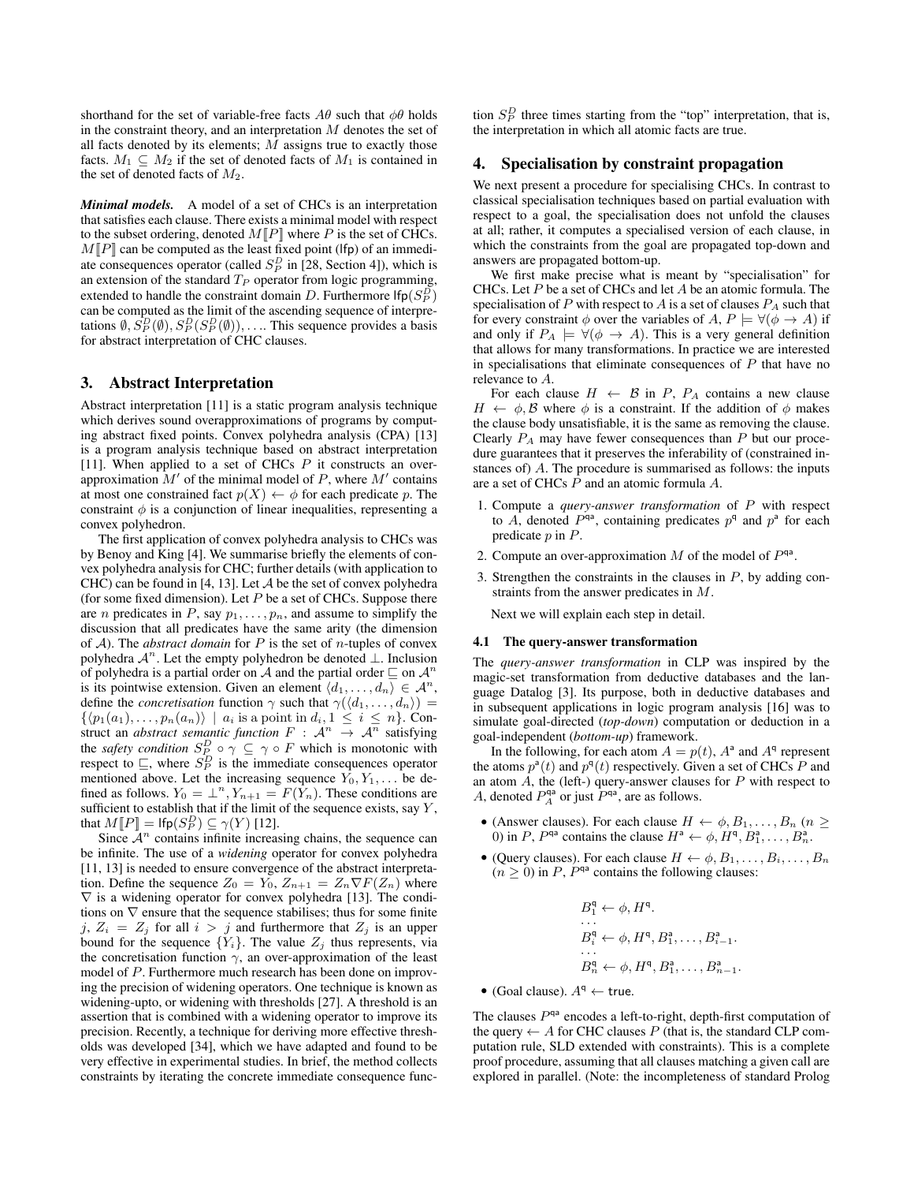shorthand for the set of variable-free facts $A\theta$ such that $\phi\theta$ holds in the constraint theory, and an interpretation $M$ denotes the set of all facts denoted by its elements; $M$ assigns true to exactly those facts. $M_1 \subseteq M_2$ if the set of denoted facts of $M_1$ is contained in the set of denoted facts of $M_2$.

***Minimal models.*** A model of a set of CHCs is an interpretation that satisfies each clause. There exists a minimal model with respect to the subset ordering, denoted $M[\![P]\!]$ where $P$ is the set of CHCs. $M[\![P]\!]$ can be computed as the least fixed point (lfp) of an immediate consequences operator (called $S_P^D$ in [28, Section 4]), which is an extension of the standard $T_P$ operator from logic programming, extended to handle the constraint domain $D$. Furthermore $\mathsf{lfp}(S_P^D)$ can be computed as the limit of the ascending sequence of interpretations $\emptyset, S_P^D(\emptyset), S_P^D(S_P^D(\emptyset)), \ldots$. This sequence provides a basis for abstract interpretation of CHC clauses.

## 3. Abstract Interpretation

Abstract interpretation [11] is a static program analysis technique which derives sound overapproximations of programs by computing abstract fixed points. Convex polyhedra analysis (CPA) [13] is a program analysis technique based on abstract interpretation [11]. When applied to a set of CHCs $P$ it constructs an over-approximation $M'$ of the minimal model of $P$, where $M'$ contains at most one constrained fact $p(X) \leftarrow \phi$ for each predicate $p$. The constraint $\phi$ is a conjunction of linear inequalities, representing a convex polyhedron.

The first application of convex polyhedra analysis to CHCs was by Benoy and King [4]. We summarise briefly the elements of convex polyhedra analysis for CHC; further details (with application to CHC) can be found in [4, 13]. Let $\mathcal{A}$ be the set of convex polyhedra (for some fixed dimension). Let $P$ be a set of CHCs. Suppose there are $n$ predicates in $P$, say $p_1, \ldots, p_n$, and assume to simplify the discussion that all predicates have the same arity (the dimension of $\mathcal{A}$). The *abstract domain* for $P$ is the set of $n$-tuples of convex polyhedra $\mathcal{A}^n$. Let the empty polyhedron be denoted $\bot$. Inclusion of polyhedra is a partial order on $\mathcal{A}$ and the partial order $\sqsubseteq$ on $\mathcal{A}^n$ is its pointwise extension. Given an element $\langle d_1, \ldots, d_n \rangle \in \mathcal{A}^n$, define the *concretisation* function $\gamma$ such that $\gamma(\langle d_1, \ldots, d_n \rangle) = \{\langle p_1(a_1), \ldots, p_n(a_n) \rangle \mid a_i \text{ is a point in } d_i, 1 \leq i \leq n\}$. Construct an *abstract semantic function* $F : \mathcal{A}^n \rightarrow \mathcal{A}^n$ satisfying the *safety condition* $S_P^D \circ \gamma \subseteq \gamma \circ F$ which is monotonic with respect to $\sqsubseteq$, where $S_P^D$ is the immediate consequences operator mentioned above. Let the increasing sequence $Y_0, Y_1, \ldots$ be defined as follows. $Y_0 = \bot^n, Y_{n+1} = F(Y_n)$. These conditions are sufficient to establish that if the limit of the sequence exists, say $Y$, that $M[\![P]\!] = \mathsf{lfp}(S_P^D) \subseteq \gamma(Y)$ [12].

Since $\mathcal{A}^n$ contains infinite increasing chains, the sequence can be infinite. The use of a *widening* operator for convex polyhedra [11, 13] is needed to ensure convergence of the abstract interpretation. Define the sequence $Z_0 = Y_0, Z_{n+1} = Z_n \nabla F(Z_n)$ where $\nabla$ is a widening operator for convex polyhedra [13]. The conditions on $\nabla$ ensure that the sequence stabilises; thus for some finite $j$, $Z_i = Z_j$ for all $i > j$ and furthermore that $Z_j$ is an upper bound for the sequence $\{Y_i\}$. The value $Z_j$ thus represents, via the concretisation function $\gamma$, an over-approximation of the least model of $P$. Furthermore much research has been done on improving the precision of widening operators. One technique is known as widening-upto, or widening with thresholds [27]. A threshold is an assertion that is combined with a widening operator to improve its precision. Recently, a technique for deriving more effective thresholds was developed [34], which we have adapted and found to be very effective in experimental studies. In brief, the method collects constraints by iterating the concrete immediate consequence function $S_P^D$ three times starting from the "top" interpretation, that is, the interpretation in which all atomic facts are true.

## 4. Specialisation by constraint propagation

We next present a procedure for specialising CHCs. In contrast to classical specialisation techniques based on partial evaluation with respect to a goal, the specialisation does not unfold the clauses at all; rather, it computes a specialised version of each clause, in which the constraints from the goal are propagated top-down and answers are propagated bottom-up.

We first make precise what is meant by "specialisation" for CHCs. Let $P$ be a set of CHCs and let $A$ be an atomic formula. The specialisation of $P$ with respect to $A$ is a set of clauses $P_A$ such that for every constraint $\phi$ over the variables of $A$, $P \models \forall(\phi \rightarrow A)$ if and only if $P_A \models \forall(\phi \rightarrow A)$. This is a very general definition that allows for many transformations. In practice we are interested in specialisations that eliminate consequences of $P$ that have no relevance to $A$.

For each clause $H \leftarrow \mathcal{B}$ in $P$, $P_A$ contains a new clause $H \leftarrow \phi, \mathcal{B}$ where $\phi$ is a constraint. If the addition of $\phi$ makes the clause body unsatisfiable, it is the same as removing the clause. Clearly $P_A$ may have fewer consequences than $P$ but our procedure guarantees that it preserves the inferability of (constrained instances of) $A$. The procedure is summarised as follows: the inputs are a set of CHCs $P$ and an atomic formula $A$.

1. Compute a *query-answer transformation* of $P$ with respect to $A$, denoted $P^{\mathsf{qa}}$, containing predicates $p^{\mathsf{q}}$ and $p^{\mathsf{a}}$ for each predicate $p$ in $P$.
2. Compute an over-approximation $M$ of the model of $P^{\mathsf{qa}}$.
3. Strengthen the constraints in the clauses in $P$, by adding constraints from the answer predicates in $M$.

Next we will explain each step in detail.

### 4.1 The query-answer transformation

The *query-answer transformation* in CLP was inspired by the magic-set transformation from deductive databases and the language Datalog [3]. Its purpose, both in deductive databases and in subsequent applications in logic program analysis [16] was to simulate goal-directed (*top-down*) computation or deduction in a goal-independent (*bottom-up*) framework.

In the following, for each atom $A = p(t)$, $A^{\mathsf{a}}$ and $A^{\mathsf{q}}$ represent the atoms $p^{\mathsf{a}}(t)$ and $p^{\mathsf{q}}(t)$ respectively. Given a set of CHCs $P$ and an atom $A$, the (left-) query-answer clauses for $P$ with respect to $A$, denoted $P_A^{\mathsf{qa}}$ or just $P^{\mathsf{qa}}$, are as follows.

- (Answer clauses). For each clause $H \leftarrow \phi, B_1, \ldots, B_n$ ($n \geq 0$) in $P$, $P^{\mathsf{qa}}$ contains the clause $H^{\mathsf{a}} \leftarrow \phi, H^{\mathsf{q}}, B_1^{\mathsf{a}}, \ldots, B_n^{\mathsf{a}}$.
- (Query clauses). For each clause $H \leftarrow \phi, B_1, \ldots, B_i, \ldots, B_n$ ($n \geq 0$) in $P$, $P^{\mathsf{qa}}$ contains the following clauses:

$$
\begin{array}{l}
B_1^{\mathsf{q}} \leftarrow \phi, H^{\mathsf{q}}. \\
\cdots \\
B_i^{\mathsf{q}} \leftarrow \phi, H^{\mathsf{q}}, B_1^{\mathsf{a}}, \ldots, B_{i-1}^{\mathsf{a}}. \\
\cdots \\
B_n^{\mathsf{q}} \leftarrow \phi, H^{\mathsf{q}}, B_1^{\mathsf{a}}, \ldots, B_{n-1}^{\mathsf{a}}.
\end{array}
$$

- (Goal clause). $A^{\mathsf{q}} \leftarrow \mathsf{true}$.

The clauses $P^{\mathsf{qa}}$ encodes a left-to-right, depth-first computation of the query $\leftarrow A$ for CHC clauses $P$ (that is, the standard CLP computation rule, SLD extended with constraints). This is a complete proof procedure, assuming that all clauses matching a given call are explored in parallel. (Note: the incompleteness of standard Prolog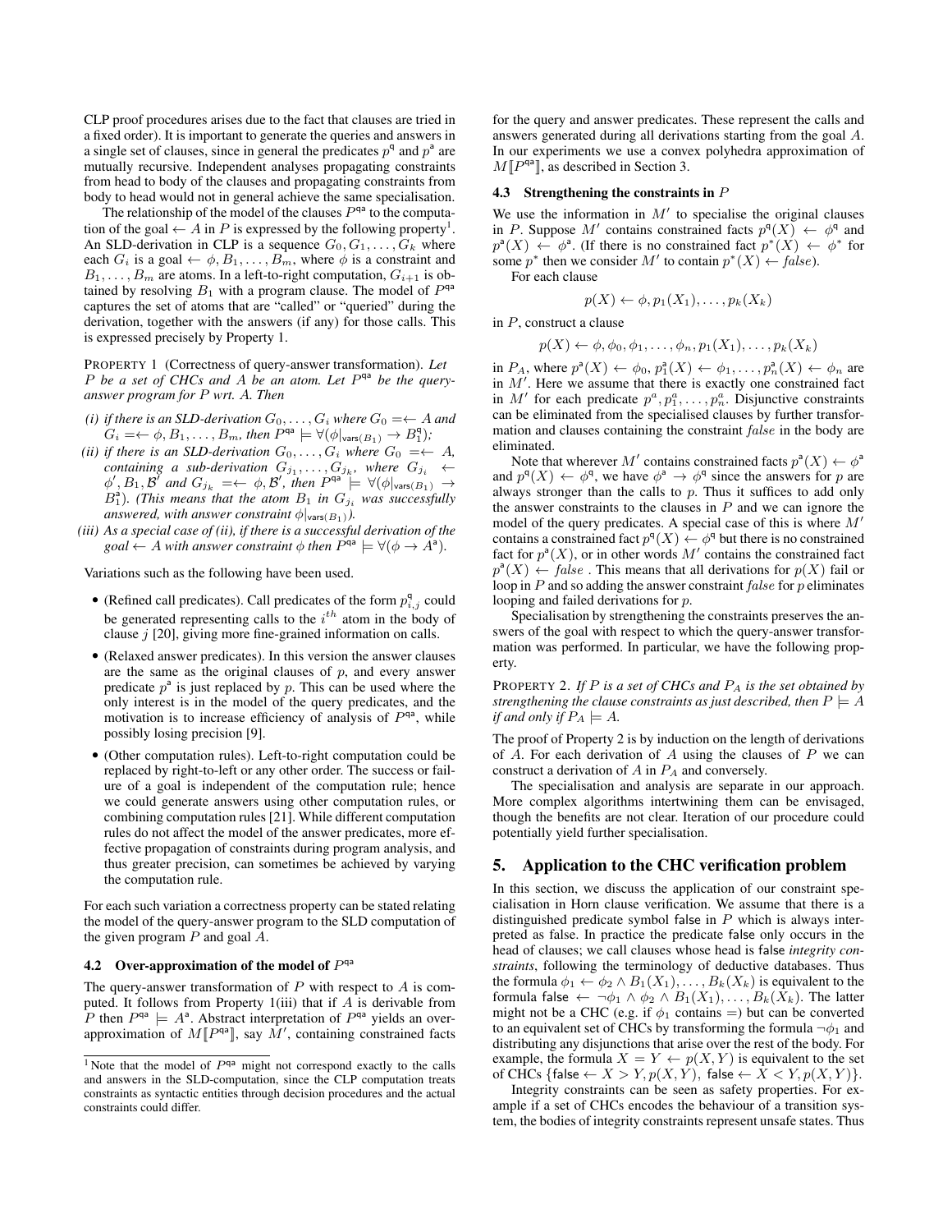CLP proof procedures arises due to the fact that clauses are tried in a fixed order). It is important to generate the queries and answers in a single set of clauses, since in general the predicates $p^{\mathsf{q}}$ and $p^{\mathsf{a}}$ are mutually recursive. Independent analyses propagating constraints from head to body of the clauses and propagating constraints from body to head would not in general achieve the same specialisation.

The relationship of the model of the clauses $P^{\mathsf{qa}}$ to the computation of the goal $\leftarrow A$ in $P$ is expressed by the following property[1]. An SLD-derivation in CLP is a sequence $G_0, G_1, \ldots, G_k$ where each $G_i$ is a goal $\leftarrow \phi, B_1, \ldots, B_m$, where $\phi$ is a constraint and $B_1, \ldots, B_m$ are atoms. In a left-to-right computation, $G_{i+1}$ is obtained by resolving $B_1$ with a program clause. The model of $P^{\mathsf{qa}}$ captures the set of atoms that are "called" or "queried" during the derivation, together with the answers (if any) for those calls. This is expressed precisely by Property 1.

PROPERTY 1 (Correctness of query-answer transformation). *Let $P$ be a set of CHCs and $A$ be an atom. Let $P^{\mathsf{qa}}$ be the query-answer program for $P$ wrt. $A$. Then*

*(i) if there is an SLD-derivation $G_0, \ldots, G_i$ where $G_0 = \leftarrow A$ and $G_i = \leftarrow \phi, B_1, \ldots, B_m$, then $P^{\mathsf{qa}} \models \forall(\phi|_{\mathsf{vars}(B_1)} \rightarrow B_1^{\mathsf{q}})$;*

*(ii) if there is an SLD-derivation $G_0, \ldots, G_i$ where $G_0 = \leftarrow A$, containing a sub-derivation $G_{j_1}, \ldots, G_{j_k}$, where $G_{j_1} \leftarrow \phi', B_1, \mathcal{B}'$ and $G_{j_k} = \leftarrow \phi, \mathcal{B}'$, then $P^{\mathsf{qa}} \models \forall(\phi|_{\mathsf{vars}(B_1)} \rightarrow B_1^{\mathsf{a}})$. (This means that the atom $B_1$ in $G_{j_1}$ was successfully answered, with answer constraint $\phi|_{\mathsf{vars}(B_1)}$).*

*(iii) As a special case of (ii), if there is a successful derivation of the goal $\leftarrow A$ with answer constraint $\phi$ then $P^{\mathsf{qa}} \models \forall(\phi \rightarrow A^{\mathsf{a}})$.*

Variations such as the following have been used.

- (Refined call predicates). Call predicates of the form $p^{\mathsf{q}}_{i,j}$ could be generated representing calls to the $i^{th}$ atom in the body of clause $j$ [20], giving more fine-grained information on calls.
- (Relaxed answer predicates). In this version the answer clauses are the same as the original clauses of $p$, and every answer predicate $p^{\mathsf{a}}$ is just replaced by $p$. This can be used where the only interest is in the model of the query predicates, and the motivation is to increase efficiency of analysis of $P^{\mathsf{qa}}$, while possibly losing precision [9].
- (Other computation rules). Left-to-right computation could be replaced by right-to-left or any other order. The success or failure of a goal is independent of the computation rule; hence we could generate answers using other computation rules, or combining computation rules [21]. While different computation rules do not affect the model of the answer predicates, more effective propagation of constraints during program analysis, and thus greater precision, can sometimes be achieved by varying the computation rule.

For each such variation a correctness property can be stated relating the model of the query-answer program to the SLD computation of the given program $P$ and goal $A$.

### 4.2 Over-approximation of the model of $P^{\mathsf{qa}}$

The query-answer transformation of $P$ with respect to $A$ is computed. It follows from Property 1(iii) that if $A$ is derivable from $P$ then $P^{\mathsf{qa}} \models A^{\mathsf{a}}$. Abstract interpretation of $P^{\mathsf{qa}}$ yields an over-approximation of $M[\![P^{\mathsf{qa}}]\!]$, say $M'$, containing constrained facts for the query and answer predicates. These represent the calls and answers generated during all derivations starting from the goal $A$. In our experiments we use a convex polyhedra approximation of $M[\![P^{\mathsf{qa}}]\!]$, as described in Section 3.

[1] Note that the model of $P^{\mathsf{qa}}$ might not correspond exactly to the calls and answers in the SLD-computation, since the CLP computation treats constraints as syntactic entities through decision procedures and the actual constraints could differ.

### 4.3 Strengthening the constraints in $P$

We use the information in $M'$ to specialise the original clauses in $P$. Suppose $M'$ contains constrained facts $p^{\mathsf{q}}(X) \leftarrow \phi^{\mathsf{q}}$ and $p^{\mathsf{a}}(X) \leftarrow \phi^{\mathsf{a}}$. (If there is no constrained fact $p^*(X) \leftarrow \phi^*$ for some $p^*$ then we consider $M'$ to contain $p^*(X) \leftarrow false$).

For each clause

$$p(X) \leftarrow \phi, p_1(X_1), \ldots, p_k(X_k)$$

in $P$, construct a clause

$$p(X) \leftarrow \phi, \phi_0, \phi_1, \ldots, \phi_n, p_1(X_1), \ldots, p_k(X_k)$$

in $P_A$, where $p^{\mathsf{a}}(X) \leftarrow \phi_0, p_1^{\mathsf{a}}(X) \leftarrow \phi_1, \ldots, p_n^{\mathsf{a}}(X) \leftarrow \phi_n$ are in $M'$. Here we assume that there is exactly one constrained fact in $M'$ for each predicate $p^a, p_1^a, \ldots, p_n^a$. Disjunctive constraints can be eliminated from the specialised clauses by further transformation and clauses containing the constraint *false* in the body are eliminated.

Note that wherever $M'$ contains constrained facts $p^{\mathsf{a}}(X) \leftarrow \phi^{\mathsf{a}}$ and $p^{\mathsf{q}}(X) \leftarrow \phi^{\mathsf{q}}$, we have $\phi^{\mathsf{a}} \rightarrow \phi^{\mathsf{q}}$ since the answers for $p$ are always stronger than the calls to $p$. Thus it suffices to add only the answer constraints to the clauses in $P$ and we can ignore the model of the query predicates. A special case of this is where $M'$ contains a constrained fact $p^{\mathsf{q}}(X) \leftarrow \phi^{\mathsf{q}}$ but there is no constrained fact for $p^{\mathsf{a}}(X)$, or in other words $M'$ contains the constrained fact $p^{\mathsf{a}}(X) \leftarrow false$ . This means that all derivations for $p(X)$ fail or loop in $P$ and so adding the answer constraint *false* for $p$ eliminates looping and failed derivations for $p$.

Specialisation by strengthening the constraints preserves the answers of the goal with respect to which the query-answer transformation was performed. In particular, we have the following property.

PROPERTY 2. *If $P$ is a set of CHCs and $P_A$ is the set obtained by strengthening the clause constraints as just described, then $P \models A$ if and only if $P_A \models A$.*

The proof of Property 2 is by induction on the length of derivations of $A$. For each derivation of $A$ using the clauses of $P$ we can construct a derivation of $A$ in $P_A$ and conversely.

The specialisation and analysis are separate in our approach. More complex algorithms intertwining them can be envisaged, though the benefits are not clear. Iteration of our procedure could potentially yield further specialisation.

## 5. Application to the CHC verification problem

In this section, we discuss the application of our constraint specialisation in Horn clause verification. We assume that there is a distinguished predicate symbol $\mathsf{false}$ in $P$ which is always interpreted as false. In practice the predicate $\mathsf{false}$ only occurs in the head of clauses; we call clauses whose head is $\mathsf{false}$ *integrity constraints*, following the terminology of deductive databases. Thus the formula $\phi_1 \leftarrow \phi_2 \wedge B_1(X_1), \ldots, B_k(X_k)$ is equivalent to the formula $\mathsf{false} \leftarrow \neg\phi_1 \wedge \phi_2 \wedge B_1(X_1), \ldots, B_k(X_k)$. The latter might not be a CHC (e.g. if $\phi_1$ contains $=$) but can be converted to an equivalent set of CHCs by transforming the formula $\neg\phi_1$ and distributing any disjunctions that arise over the rest of the body. For example, the formula $X = Y \leftarrow p(X, Y)$ is equivalent to the set of CHCs $\{\mathsf{false} \leftarrow X > Y, p(X, Y),\ \mathsf{false} \leftarrow X < Y, p(X, Y)\}$.

Integrity constraints can be seen as safety properties. For example if a set of CHCs encodes the behaviour of a transition system, the bodies of integrity constraints represent unsafe states. Thus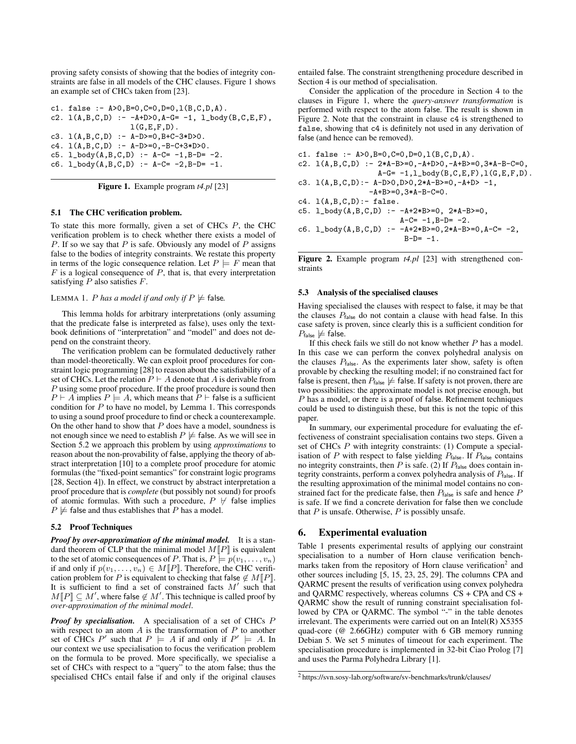proving safety consists of showing that the bodies of integrity constraints are false in all models of the CHC clauses. Figure 1 shows an example set of CHCs taken from [23].

```
c1. false :- A>0,B=0,C=0,D=0,l(B,C,D,A).
c2. l(A,B,C,D) :- -A+D>0,A-G= -1, l_body(B,C,E,F),
                  l(G,E,F,D).
c3. l(A,B,C,D) :- A-D>=0,B+C-3*D>0.
c4. l(A,B,C,D) :- A-D>=0,-B-C+3*D>0.
c5. l_body(A,B,C,D) :- A-C= -1,B-D= -2.
c6. l_body(A,B,C,D) :- A-C= -2,B-D= -1.
```

**Figure 1.** Example program *t4.pl* [23]

### 5.1 The CHC verification problem.

To state this more formally, given a set of CHCs $P$, the CHC verification problem is to check whether there exists a model of $P$. If so we say that $P$ is safe. Obviously any model of $P$ assigns false to the bodies of integrity constraints. We restate this property in terms of the logic consequence relation. Let $P \models F$ mean that $F$ is a logical consequence of $P$, that is, that every interpretation satisfying $P$ also satisfies $F$.

LEMMA 1. *$P$ has a model if and only if $P \not\models \mathsf{false}$.*

This lemma holds for arbitrary interpretations (only assuming that the predicate false is interpreted as false), uses only the textbook definitions of "interpretation" and "model" and does not depend on the constraint theory.

The verification problem can be formulated deductively rather than model-theoretically. We can exploit proof procedures for constraint logic programming [28] to reason about the satisfiability of a set of CHCs. Let the relation $P \vdash A$ denote that $A$ is derivable from $P$ using some proof procedure. If the proof procedure is sound then $P \vdash A$ implies $P \models A$, which means that $P \vdash \mathsf{false}$ is a sufficient condition for $P$ to have no model, by Lemma 1. This corresponds to using a sound proof procedure to find or check a counterexample. On the other hand to show that $P$ does have a model, soundness is not enough since we need to establish $P \not\models \mathsf{false}$. As we will see in Section 5.2 we approach this problem by using *approximations* to reason about the non-provability of false, applying the theory of abstract interpretation [10] to a complete proof procedure for atomic formulas (the "fixed-point semantics" for constraint logic programs [28, Section 4]). In effect, we construct by abstract interpretation a proof procedure that is *complete* (but possibly not sound) for proofs of atomic formulas. With such a procedure, $P \not\vdash \mathsf{false}$ implies $P \not\models \mathsf{false}$ and thus establishes that $P$ has a model.

### 5.2 Proof Techniques

***Proof by over-approximation of the minimal model.*** It is a standard theorem of CLP that the minimal model $M[\![P]\!]$ is equivalent to the set of atomic consequences of $P$. That is, $P \models p(v_1, \ldots, v_n)$ if and only if $p(v_1, \ldots, v_n) \in M[\![P]\!]$. Therefore, the CHC verification problem for $P$ is equivalent to checking that $\mathsf{false} \notin M[\![P]\!]$. It is sufficient to find a set of constrained facts $M'$ such that $M[\![P]\!] \subseteq M'$, where $\mathsf{false} \notin M'$. This technique is called proof by *over-approximation of the minimal model*.

***Proof by specialisation.*** A specialisation of a set of CHCs $P$ with respect to an atom $A$ is the transformation of $P$ to another set of CHCs $P'$ such that $P \models A$ if and only if $P' \models A$. In our context we use specialisation to focus the verification problem on the formula to be proved. More specifically, we specialise a set of CHCs with respect to a "query" to the atom false; thus the specialised CHCs entail false if and only if the original clauses entailed false. The constraint strengthening procedure described in Section 4 is our method of specialisation.

Consider the application of the procedure in Section 4 to the clauses in Figure 1, where the *query-answer transformation* is performed with respect to the atom false. The result is shown in Figure 2. Note that the constraint in clause c4 is strengthened to false, showing that c4 is definitely not used in any derivation of false (and hence can be removed).

```
c1. false :- A>0,B=0,C=0,D=0,l(B,C,D,A).
c2. l(A,B,C,D) :- 2*A-B>=0,-A+D>0,-A+B>=0,3*A-B-C=0,
                  A-G= -1,l_body(B,C,E,F),l(G,E,F,D).
c3. l(A,B,C,D):- A-D>0,D>0,2*A-B>=0,-A+D> -1,
                -A+B>=0,3*A-B-C=0.
c4. l(A,B,C,D):- false.
c5. l_body(A,B,C,D) :- -A+2*B>=0, 2*A-B>=0,
                       A-C= -1,B-D= -2.
c6. l_body(A,B,C,D) :- -A+2*B>=0,2*A-B>=0,A-C= -2,
                        B-D= -1.
```

**Figure 2.** Example program *t4.pl* [23] with strengthened constraints

### 5.3 Analysis of the specialised clauses

Having specialised the clauses with respect to false, it may be that the clauses $P_{\mathsf{false}}$ do not contain a clause with head false. In this case safety is proven, since clearly this is a sufficient condition for $P_{\mathsf{false}} \not\models \mathsf{false}$.

If this check fails we still do not know whether $P$ has a model. In this case we can perform the convex polyhedral analysis on the clauses $P_{\mathsf{false}}$. As the experiments later show, safety is often provable by checking the resulting model; if no constrained fact for false is present, then $P_{\mathsf{false}} \not\models \mathsf{false}$. If safety is not proven, there are two possibilities: the approximate model is not precise enough, but $P$ has a model, or there is a proof of false. Refinement techniques could be used to distinguish these, but this is not the topic of this paper.

In summary, our experimental procedure for evaluating the effectiveness of constraint specialisation contains two steps. Given a set of CHCs $P$ with integrity constraints: (1) Compute a specialisation of $P$ with respect to false yielding $P_{\mathsf{false}}$. If $P_{\mathsf{false}}$ contains no integrity constraints, then $P$ is safe. (2) If $P_{\mathsf{false}}$ does contain integrity constraints, perform a convex polyhedra analysis of $P_{\mathsf{false}}$. If the resulting approximation of the minimal model contains no constrained fact for the predicate false, then $P_{\mathsf{false}}$ is safe and hence $P$ is safe. If we find a concrete derivation for false then we conclude that $P$ is unsafe. Otherwise, $P$ is possibly unsafe.

## 6. Experimental evaluation

Table 1 presents experimental results of applying our constraint specialisation to a number of Horn clause verification benchmarks taken from the repository of Horn clause verification[2] and other sources including [5, 15, 23, 25, 29]. The columns CPA and QARMC present the results of verification using convex polyhedra and QARMC respectively, whereas columns CS + CPA and CS + QARMC show the result of running constraint specialisation followed by CPA or QARMC. The symbol "-" in the table denotes irrelevant. The experiments were carried out on an Intel(R) X5355 quad-core (@ 2.66GHz) computer with 6 GB memory running Debian 5. We set 5 minutes of timeout for each experiment. The specialisation procedure is implemented in 32-bit Ciao Prolog [7] and uses the Parma Polyhedra Library [1].

[2] https://svn.sosy-lab.org/software/sv-benchmarks/trunk/clauses/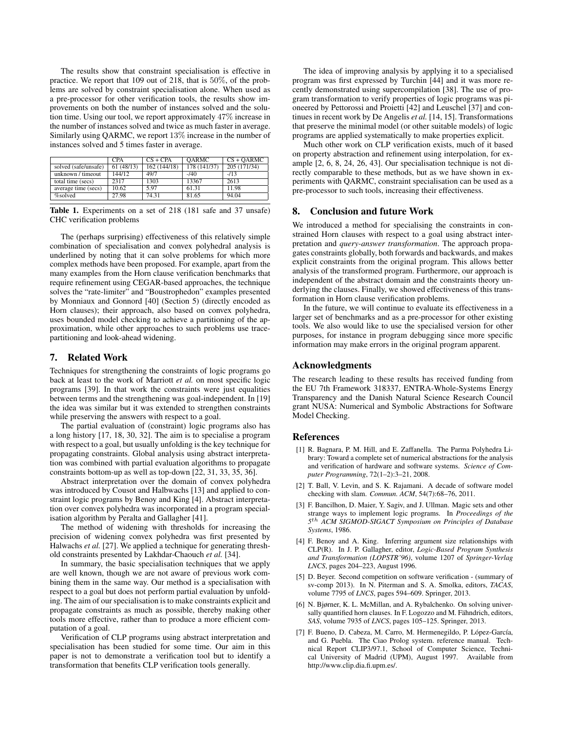The results show that constraint specialisation is effective in practice. We report that 109 out of 218, that is 50%, of the problems are solved by constraint specialisation alone. When used as a pre-processor for other verification tools, the results show improvements on both the number of instances solved and the solution time. Using our tool, we report approximately 47% increase in the number of instances solved and twice as much faster in average. Similarly using QARMC, we report 13% increase in the number of instances solved and 5 times faster in average.

| | CPA | CS + CPA | QARMC | CS + QARMC |
|---|---|---|---|---|
| solved (safe/unsafe) | 61 (48/13) | 162 (144/18) | 178 (141/37) | 205 (171/34) |
| unknown / timeout | 144/12 | 49/7 | -/40 | -/13 |
| total time (secs) | 2317 | 1303 | 13367 | 2613 |
| average time (secs) | 10.62 | 5.97 | 61.31 | 11.98 |
| %solved | 27.98 | 74.31 | 81.65 | 94.04 |

**Table 1.** Experiments on a set of 218 (181 safe and 37 unsafe) CHC verification problems

The (perhaps surprising) effectiveness of this relatively simple combination of specialisation and convex polyhedral analysis is underlined by noting that it can solve problems for which more complex methods have been proposed. For example, apart from the many examples from the Horn clause verification benchmarks that require refinement using CEGAR-based approaches, the technique solves the "rate-limiter" and "Boustrophedon" examples presented by Monniaux and Gonnord [40] (Section 5) (directly encoded as Horn clauses); their approach, also based on convex polyhedra, uses bounded model checking to achieve a partitioning of the approximation, while other approaches to such problems use trace-partitioning and look-ahead widening.

## 7. Related Work

Techniques for strengthening the constraints of logic programs go back at least to the work of Marriott *et al.* on most specific logic programs [39]. In that work the constraints were just equalities between terms and the strengthening was goal-independent. In [19] the idea was similar but it was extended to strengthen constraints while preserving the answers with respect to a goal.

The partial evaluation of (constraint) logic programs also has a long history [17, 18, 30, 32]. The aim is to specialise a program with respect to a goal, but usually unfolding is the key technique for propagating constraints. Global analysis using abstract interpretation was combined with partial evaluation algorithms to propagate constraints bottom-up as well as top-down [22, 31, 33, 35, 36].

Abstract interpretation over the domain of convex polyhedra was introduced by Cousot and Halbwachs [13] and applied to constraint logic programs by Benoy and King [4]. Abstract interpretation over convex polyhedra was incorporated in a program specialisation algorithm by Peralta and Gallagher [41].

The method of widening with thresholds for increasing the precision of widening convex polyhedra was first presented by Halwachs *et al.* [27]. We applied a technique for generating threshold constraints presented by Lakhdar-Chaouch *et al.* [34].

In summary, the basic specialisation techniques that we apply are well known, though we are not aware of previous work combining them in the same way. Our method is a specialisation with respect to a goal but does not perform partial evaluation by unfolding. The aim of our specialisation is to make constraints explicit and propagate constraints as much as possible, thereby making other tools more effective, rather than to produce a more efficient computation of a goal.

Verification of CLP programs using abstract interpretation and specialisation has been studied for some time. Our aim in this paper is not to demonstrate a verification tool but to identify a transformation that benefits CLP verification tools generally.

The idea of improving analysis by applying it to a specialised program was first expressed by Turchin [44] and it was more recently demonstrated using supercompilation [38]. The use of program transformation to verify properties of logic programs was pioneered by Pettorossi and Proietti [42] and Leuschel [37] and continues in recent work by De Angelis *et al.* [14, 15]. Transformations that preserve the minimal model (or other suitable models) of logic programs are applied systematically to make properties explicit.

Much other work on CLP verification exists, much of it based on property abstraction and refinement using interpolation, for example [2, 6, 8, 24, 26, 43]. Our specialisation technique is not directly comparable to these methods, but as we have shown in experiments with QARMC, constraint specialisation can be used as a pre-processor to such tools, increasing their effectiveness.

## 8. Conclusion and future Work

We introduced a method for specialising the constraints in constrained Horn clauses with respect to a goal using abstract interpretation and *query-answer transformation*. The approach propagates constraints globally, both forwards and backwards, and makes explicit constraints from the original program. This allows better analysis of the transformed program. Furthermore, our approach is independent of the abstract domain and the constraints theory underlying the clauses. Finally, we showed effectiveness of this transformation in Horn clause verification problems.

In the future, we will continue to evaluate its effectiveness in a larger set of benchmarks and as a pre-processor for other existing tools. We also would like to use the specialised version for other purposes, for instance in program debugging since more specific information may make errors in the original program apparent.

## Acknowledgments

The research leading to these results has received funding from the EU 7th Framework 318337, ENTRA-Whole-Systems Energy Transparency and the Danish Natural Science Research Council grant NUSA: Numerical and Symbolic Abstractions for Software Model Checking.

## References

[1] R. Bagnara, P. M. Hill, and E. Zaffanella. The Parma Polyhedra Library: Toward a complete set of numerical abstractions for the analysis and verification of hardware and software systems. *Science of Computer Programming*, 72(1–2):3–21, 2008.

[2] T. Ball, V. Levin, and S. K. Rajamani. A decade of software model checking with slam. *Commun. ACM*, 54(7):68–76, 2011.

[3] F. Bancilhon, D. Maier, Y. Sagiv, and J. Ullman. Magic sets and other strange ways to implement logic programs. In *Proceedings of the $5^{th}$ ACM SIGMOD-SIGACT Symposium on Principles of Database Systems*, 1986.

[4] F. Benoy and A. King. Inferring argument size relationships with CLP(R). In J. P. Gallagher, editor, *Logic-Based Program Synthesis and Transformation (LOPSTR'96)*, volume 1207 of *Springer-Verlag LNCS*, pages 204–223, August 1996.

[5] D. Beyer. Second competition on software verification - (summary of sv-comp 2013). In N. Piterman and S. A. Smolka, editors, *TACAS*, volume 7795 of *LNCS*, pages 594–609. Springer, 2013.

[6] N. Bjørner, K. L. McMillan, and A. Rybalchenko. On solving universally quantified horn clauses. In F. Logozzo and M. Fähndrich, editors, *SAS*, volume 7935 of *LNCS*, pages 105–125. Springer, 2013.

[7] F. Bueno, D. Cabeza, M. Carro, M. Hermenegildo, P. López-García, and G. Puebla. The Ciao Prolog system. reference manual. Technical Report CLIP3/97.1, School of Computer Science, Technical University of Madrid (UPM), August 1997. Available from http://www.clip.dia.fi.upm.es/.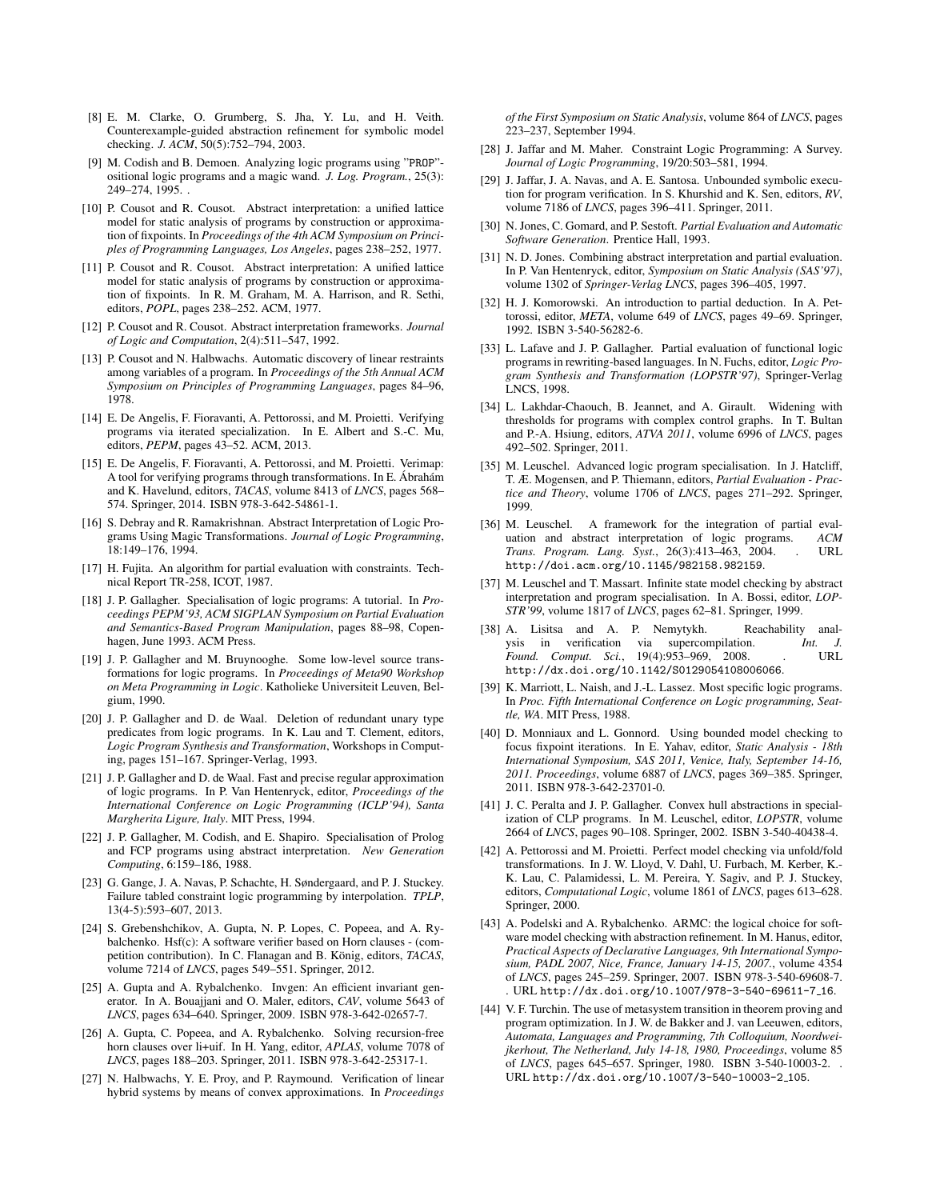[8] E. M. Clarke, O. Grumberg, S. Jha, Y. Lu, and H. Veith. Counterexample-guided abstraction refinement for symbolic model checking. *J. ACM*, 50(5):752–794, 2003.

[9] M. Codish and B. Demoen. Analyzing logic programs using "PROP"-ositional logic programs and a magic wand. *J. Log. Program.*, 25(3): 249–274, 1995. .

[10] P. Cousot and R. Cousot. Abstract interpretation: a unified lattice model for static analysis of programs by construction or approximation of fixpoints. In *Proceedings of the 4th ACM Symposium on Principles of Programming Languages, Los Angeles*, pages 238–252, 1977.

[11] P. Cousot and R. Cousot. Abstract interpretation: A unified lattice model for static analysis of programs by construction or approximation of fixpoints. In R. M. Graham, M. A. Harrison, and R. Sethi, editors, *POPL*, pages 238–252. ACM, 1977.

[12] P. Cousot and R. Cousot. Abstract interpretation frameworks. *Journal of Logic and Computation*, 2(4):511–547, 1992.

[13] P. Cousot and N. Halbwachs. Automatic discovery of linear restraints among variables of a program. In *Proceedings of the 5th Annual ACM Symposium on Principles of Programming Languages*, pages 84–96, 1978.

[14] E. De Angelis, F. Fioravanti, A. Pettorossi, and M. Proietti. Verifying programs via iterated specialization. In E. Albert and S.-C. Mu, editors, *PEPM*, pages 43–52. ACM, 2013.

[15] E. De Angelis, F. Fioravanti, A. Pettorossi, and M. Proietti. Verimap: A tool for verifying programs through transformations. In E. Ábrahám and K. Havelund, editors, *TACAS*, volume 8413 of *LNCS*, pages 568–574. Springer, 2014. ISBN 978-3-642-54861-1.

[16] S. Debray and R. Ramakrishnan. Abstract Interpretation of Logic Programs Using Magic Transformations. *Journal of Logic Programming*, 18:149–176, 1994.

[17] H. Fujita. An algorithm for partial evaluation with constraints. Technical Report TR-258, ICOT, 1987.

[18] J. P. Gallagher. Specialisation of logic programs: A tutorial. In *Proceedings PEPM'93, ACM SIGPLAN Symposium on Partial Evaluation and Semantics-Based Program Manipulation*, pages 88–98, Copenhagen, June 1993. ACM Press.

[19] J. P. Gallagher and M. Bruynooghe. Some low-level source transformations for logic programs. In *Proceedings of Meta90 Workshop on Meta Programming in Logic*. Katholieke Universiteit Leuven, Belgium, 1990.

[20] J. P. Gallagher and D. de Waal. Deletion of redundant unary type predicates from logic programs. In K. Lau and T. Clement, editors, *Logic Program Synthesis and Transformation*, Workshops in Computing, pages 151–167. Springer-Verlag, 1993.

[21] J. P. Gallagher and D. de Waal. Fast and precise regular approximation of logic programs. In P. Van Hentenryck, editor, *Proceedings of the International Conference on Logic Programming (ICLP'94), Santa Margherita Ligure, Italy*. MIT Press, 1994.

[22] J. P. Gallagher, M. Codish, and E. Shapiro. Specialisation of Prolog and FCP programs using abstract interpretation. *New Generation Computing*, 6:159–186, 1988.

[23] G. Gange, J. A. Navas, P. Schachte, H. Søndergaard, and P. J. Stuckey. Failure tabled constraint logic programming by interpolation. *TPLP*, 13(4-5):593–607, 2013.

[24] S. Grebenshchikov, A. Gupta, N. P. Lopes, C. Popeea, and A. Rybalchenko. Hsf(c): A software verifier based on Horn clauses - (competition contribution). In C. Flanagan and B. König, editors, *TACAS*, volume 7214 of *LNCS*, pages 549–551. Springer, 2012.

[25] A. Gupta and A. Rybalchenko. Invgen: An efficient invariant generator. In A. Bouajjani and O. Maler, editors, *CAV*, volume 5643 of *LNCS*, pages 634–640. Springer, 2009. ISBN 978-3-642-02657-7.

[26] A. Gupta, C. Popeea, and A. Rybalchenko. Solving recursion-free horn clauses over li+uif. In H. Yang, editor, *APLAS*, volume 7078 of *LNCS*, pages 188–203. Springer, 2011. ISBN 978-3-642-25317-1.

[27] N. Halbwachs, Y. E. Proy, and P. Raymound. Verification of linear hybrid systems by means of convex approximations. In *Proceedings of the First Symposium on Static Analysis*, volume 864 of *LNCS*, pages 223–237, September 1994.

[28] J. Jaffar and M. Maher. Constraint Logic Programming: A Survey. *Journal of Logic Programming*, 19/20:503–581, 1994.

[29] J. Jaffar, J. A. Navas, and A. E. Santosa. Unbounded symbolic execution for program verification. In S. Khurshid and K. Sen, editors, *RV*, volume 7186 of *LNCS*, pages 396–411. Springer, 2011.

[30] N. Jones, C. Gomard, and P. Sestoft. *Partial Evaluation and Automatic Software Generation*. Prentice Hall, 1993.

[31] N. D. Jones. Combining abstract interpretation and partial evaluation. In P. Van Hentenryck, editor, *Symposium on Static Analysis (SAS'97)*, volume 1302 of *Springer-Verlag LNCS*, pages 396–405, 1997.

[32] H. J. Komorowski. An introduction to partial deduction. In A. Pettorossi, editor, *META*, volume 649 of *LNCS*, pages 49–69. Springer, 1992. ISBN 3-540-56282-6.

[33] L. Lafave and J. P. Gallagher. Partial evaluation of functional logic programs in rewriting-based languages. In N. Fuchs, editor, *Logic Program Synthesis and Transformation (LOPSTR'97)*, Springer-Verlag LNCS, 1998.

[34] L. Lakhdar-Chaouch, B. Jeannet, and A. Girault. Widening with thresholds for programs with complex control graphs. In T. Bultan and P.-A. Hsiung, editors, *ATVA 2011*, volume 6996 of *LNCS*, pages 492–502. Springer, 2011.

[35] M. Leuschel. Advanced logic program specialisation. In J. Hatcliff, T. Æ. Mogensen, and P. Thiemann, editors, *Partial Evaluation - Practice and Theory*, volume 1706 of *LNCS*, pages 271–292. Springer, 1999.

[36] M. Leuschel. A framework for the integration of partial evaluation and abstract interpretation of logic programs. *ACM Trans. Program. Lang. Syst.*, 26(3):413–463, 2004. . URL http://doi.acm.org/10.1145/982158.982159.

[37] M. Leuschel and T. Massart. Infinite state model checking by abstract interpretation and program specialisation. In A. Bossi, editor, *LOPSTR'99*, volume 1817 of *LNCS*, pages 62–81. Springer, 1999.

[38] A. Lisitsa and A. P. Nemytykh. Reachability analysis in verification via supercompilation. *Int. J. Found. Comput. Sci.*, 19(4):953–969, 2008. . URL http://dx.doi.org/10.1142/S0129054108006066.

[39] K. Marriott, L. Naish, and J.-L. Lassez. Most specific logic programs. In *Proc. Fifth International Conference on Logic programming, Seattle, WA*. MIT Press, 1988.

[40] D. Monniaux and L. Gonnord. Using bounded model checking to focus fixpoint iterations. In E. Yahav, editor, *Static Analysis - 18th International Symposium, SAS 2011, Venice, Italy, September 14-16, 2011. Proceedings*, volume 6887 of *LNCS*, pages 369–385. Springer, 2011. ISBN 978-3-642-23701-0.

[41] J. C. Peralta and J. P. Gallagher. Convex hull abstractions in specialization of CLP programs. In M. Leuschel, editor, *LOPSTR*, volume 2664 of *LNCS*, pages 90–108. Springer, 2002. ISBN 3-540-40438-4.

[42] A. Pettorossi and M. Proietti. Perfect model checking via unfold/fold transformations. In J. W. Lloyd, V. Dahl, U. Furbach, M. Kerber, K.-K. Lau, C. Palamidessi, L. M. Pereira, Y. Sagiv, and P. J. Stuckey, editors, *Computational Logic*, volume 1861 of *LNCS*, pages 613–628. Springer, 2000.

[43] A. Podelski and A. Rybalchenko. ARMC: the logical choice for software model checking with abstraction refinement. In M. Hanus, editor, *Practical Aspects of Declarative Languages, 9th International Symposium, PADL 2007, Nice, France, January 14-15, 2007.*, volume 4354 of *LNCS*, pages 245–259. Springer, 2007. ISBN 978-3-540-69608-7. . URL http://dx.doi.org/10.1007/978-3-540-69611-7_16.

[44] V. F. Turchin. The use of metasystem transition in theorem proving and program optimization. In J. W. de Bakker and J. van Leeuwen, editors, *Automata, Languages and Programming, 7th Colloquium, Noordweijkerhout, The Netherland, July 14-18, 1980, Proceedings*, volume 85 of *LNCS*, pages 645–657. Springer, 1980. ISBN 3-540-10003-2. . URL http://dx.doi.org/10.1007/3-540-10003-2_105.